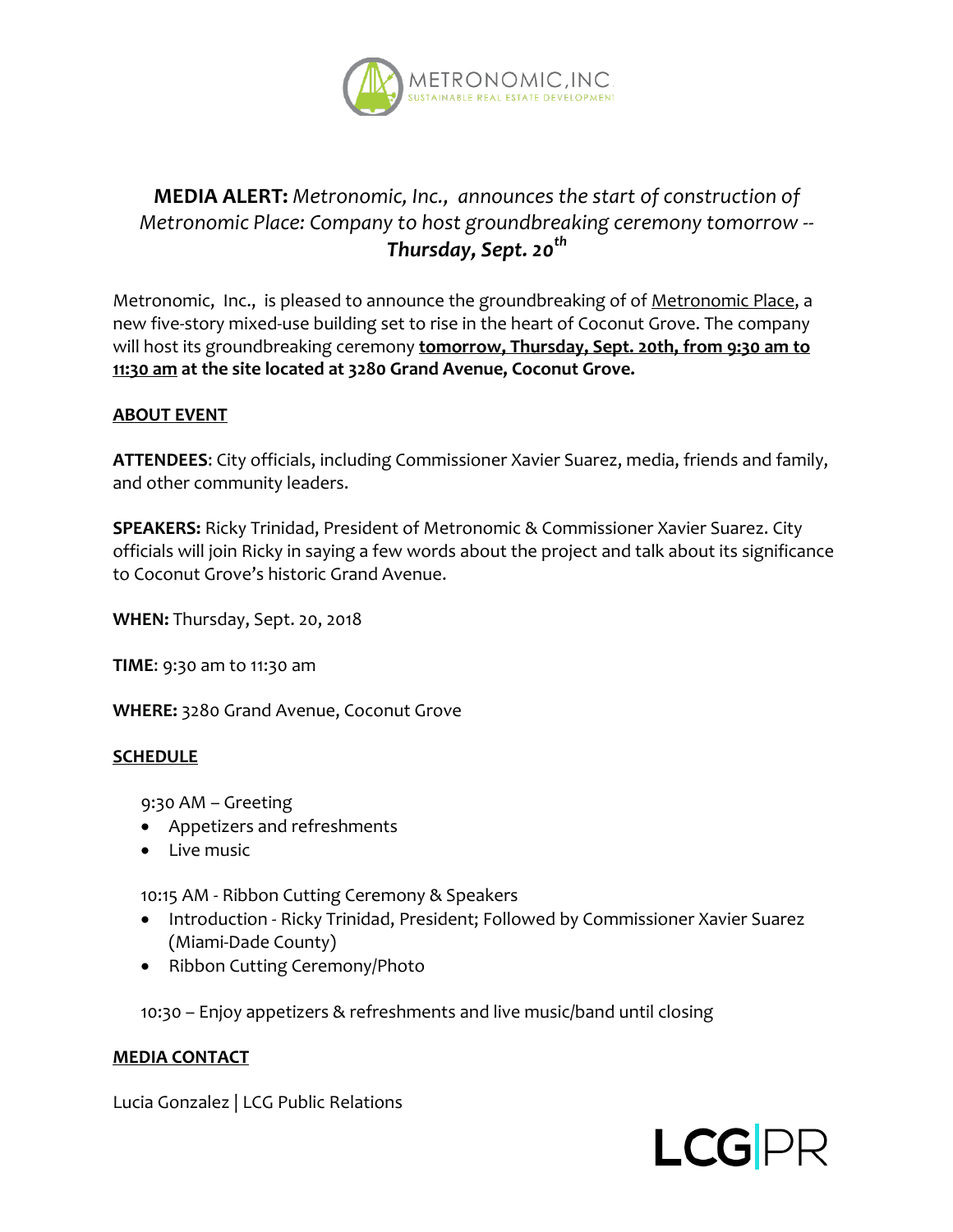METRONOMIC, INC.
SUSTAINABLE REAL ESTATE DEVELOPMENT

# **MEDIA ALERT:** *Metronomic, Inc., announces the start of construction of Metronomic Place: Company to host groundbreaking ceremony tomorrow -- **Thursday, Sept. 20th***

Metronomic, Inc., is pleased to announce the groundbreaking of of Metronomic Place, a new five-story mixed-use building set to rise in the heart of Coconut Grove. The company will host its groundbreaking ceremony **tomorrow, Thursday, Sept. 20th, from 9:30 am to 11:30 am at the site located at 3280 Grand Avenue, Coconut Grove.**

## ABOUT EVENT

**ATTENDEES**: City officials, including Commissioner Xavier Suarez, media, friends and family, and other community leaders.

**SPEAKERS:** Ricky Trinidad, President of Metronomic & Commissioner Xavier Suarez. City officials will join Ricky in saying a few words about the project and talk about its significance to Coconut Grove's historic Grand Avenue.

**WHEN:** Thursday, Sept. 20, 2018

**TIME**: 9:30 am to 11:30 am

**WHERE:** 3280 Grand Avenue, Coconut Grove

## SCHEDULE

9:30 AM – Greeting

- Appetizers and refreshments
- Live music

10:15 AM - Ribbon Cutting Ceremony & Speakers

- Introduction - Ricky Trinidad, President; Followed by Commissioner Xavier Suarez (Miami-Dade County)
- Ribbon Cutting Ceremony/Photo

10:30 – Enjoy appetizers & refreshments and live music/band until closing

## MEDIA CONTACT

Lucia Gonzalez | LCG Public Relations

LCG|PR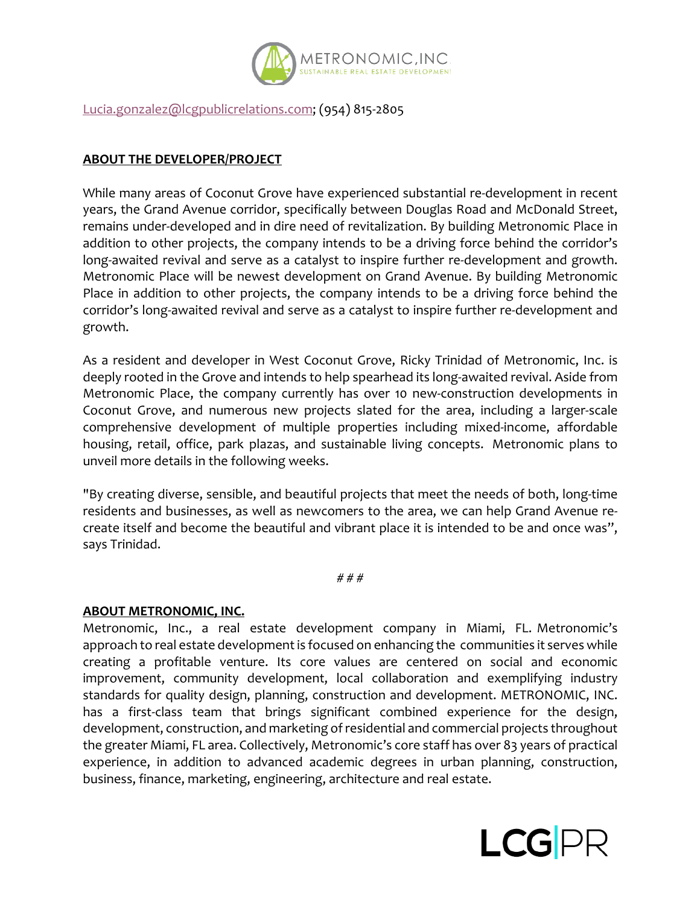Lucia.gonzalez@lcgpublicrelations.com; (954) 815-2805

**ABOUT THE DEVELOPER/PROJECT**

While many areas of Coconut Grove have experienced substantial re-development in recent years, the Grand Avenue corridor, specifically between Douglas Road and McDonald Street, remains under-developed and in dire need of revitalization. By building Metronomic Place in addition to other projects, the company intends to be a driving force behind the corridor's long-awaited revival and serve as a catalyst to inspire further re-development and growth. Metronomic Place will be newest development on Grand Avenue. By building Metronomic Place in addition to other projects, the company intends to be a driving force behind the corridor's long-awaited revival and serve as a catalyst to inspire further re-development and growth.

As a resident and developer in West Coconut Grove, Ricky Trinidad of Metronomic, Inc. is deeply rooted in the Grove and intends to help spearhead its long-awaited revival. Aside from Metronomic Place, the company currently has over 10 new-construction developments in Coconut Grove, and numerous new projects slated for the area, including a larger-scale comprehensive development of multiple properties including mixed-income, affordable housing, retail, office, park plazas, and sustainable living concepts. Metronomic plans to unveil more details in the following weeks.

"By creating diverse, sensible, and beautiful projects that meet the needs of both, long-time residents and businesses, as well as newcomers to the area, we can help Grand Avenue re-create itself and become the beautiful and vibrant place it is intended to be and once was", says Trinidad.

# # #

**ABOUT METRONOMIC, INC.**

Metronomic, Inc., a real estate development company in Miami, FL. Metronomic's approach to real estate development is focused on enhancing the communities it serves while creating a profitable venture. Its core values are centered on social and economic improvement, community development, local collaboration and exemplifying industry standards for quality design, planning, construction and development. METRONOMIC, INC. has a first-class team that brings significant combined experience for the design, development, construction, and marketing of residential and commercial projects throughout the greater Miami, FL area. Collectively, Metronomic's core staff has over 83 years of practical experience, in addition to advanced academic degrees in urban planning, construction, business, finance, marketing, engineering, architecture and real estate.